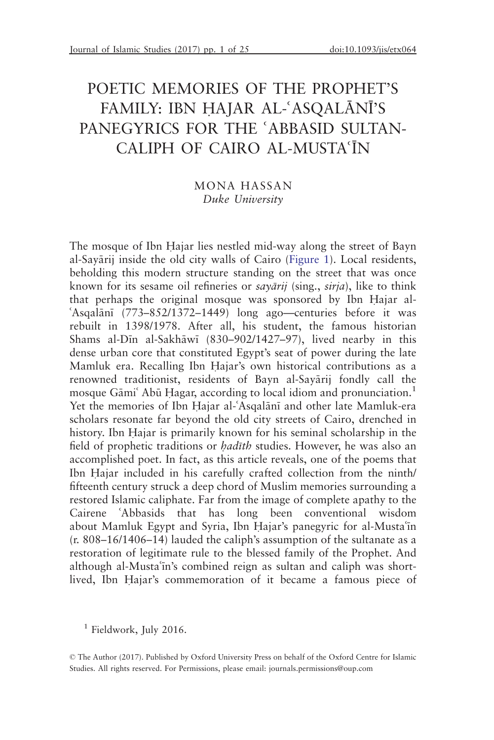# POETIC MEMORIES OF THE PROPHET'S FAMILY: IBN ḤAJAR AL-ʿASQALĀNĪ'S PANEGYRICS FOR THE ʿABBASID SULTAN-CALIPH OF CAIRO AL-MUSTAʿĪN

MONA HASSAN
*Duke University*

The mosque of Ibn Ḥajar lies nestled mid-way along the street of Bayn al-Sayārij inside the old city walls of Cairo (Figure 1). Local residents, beholding this modern structure standing on the street that was once known for its sesame oil refineries or *sayārij* (sing., *sirja*), like to think that perhaps the original mosque was sponsored by Ibn Ḥajar al-ʿAsqalānī (773–852/1372–1449) long ago—centuries before it was rebuilt in 1398/1978. After all, his student, the famous historian Shams al-Dīn al-Sakhāwī (830–902/1427–97), lived nearby in this dense urban core that constituted Egypt's seat of power during the late Mamluk era. Recalling Ibn Ḥajar's own historical contributions as a renowned traditionist, residents of Bayn al-Sayārij fondly call the mosque Gāmiʿ Abū Ḥagar, according to local idiom and pronunciation.[1] Yet the memories of Ibn Ḥajar al-ʿAsqalānī and other late Mamluk-era scholars resonate far beyond the old city streets of Cairo, drenched in history. Ibn Ḥajar is primarily known for his seminal scholarship in the field of prophetic traditions or *ḥadīth* studies. However, he was also an accomplished poet. In fact, as this article reveals, one of the poems that Ibn Ḥajar included in his carefully crafted collection from the ninth/fifteenth century struck a deep chord of Muslim memories surrounding a restored Islamic caliphate. Far from the image of complete apathy to the Cairene ʿAbbasids that has long been conventional wisdom about Mamluk Egypt and Syria, Ibn Ḥajar's panegyric for al-Mustaʿīn (r. 808–16/1406–14) lauded the caliph's assumption of the sultanate as a restoration of legitimate rule to the blessed family of the Prophet. And although al-Mustaʿīn's combined reign as sultan and caliph was short-lived, Ibn Ḥajar's commemoration of it became a famous piece of

[1] Fieldwork, July 2016.

© The Author (2017). Published by Oxford University Press on behalf of the Oxford Centre for Islamic Studies. All rights reserved. For Permissions, please email: journals.permissions@oup.com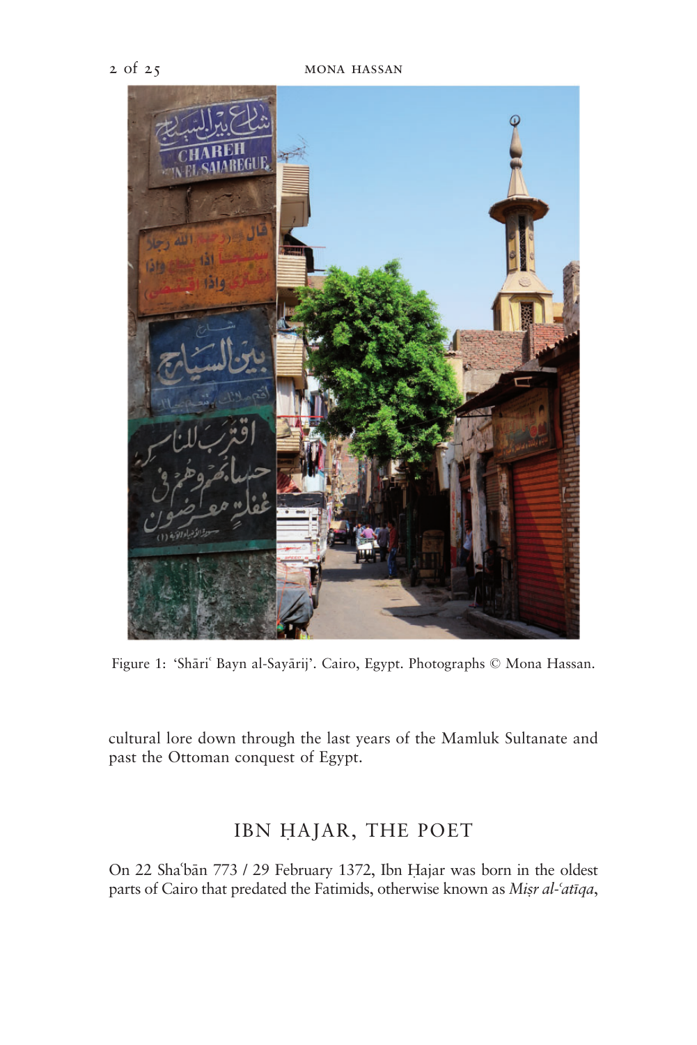Figure 1: 'Shāriʿ Bayn al-Sayārij'. Cairo, Egypt. Photographs © Mona Hassan.

cultural lore down through the last years of the Mamluk Sultanate and past the Ottoman conquest of Egypt.

## IBN ḤAJAR, THE POET

On 22 Shaʿbān 773 / 29 February 1372, Ibn Ḥajar was born in the oldest parts of Cairo that predated the Fatimids, otherwise known as *Miṣr al-ʿatīqa*,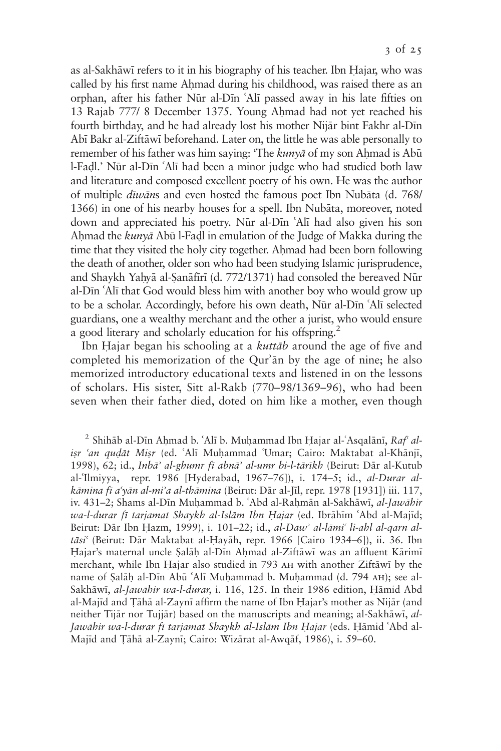as al-Sakhāwī refers to it in his biography of his teacher. Ibn Ḥajar, who was called by his first name Aḥmad during his childhood, was raised there as an orphan, after his father Nūr al-Dīn ʿAlī passed away in his late fifties on 13 Rajab 777/ 8 December 1375. Young Aḥmad had not yet reached his fourth birthday, and he had already lost his mother Nijār bint Fakhr al-Dīn Abī Bakr al-Ziftāwī beforehand. Later on, the little he was able personally to remember of his father was him saying: 'The *kunyā* of my son Aḥmad is Abū l-Faḍl.' Nūr al-Dīn ʿAlī had been a minor judge who had studied both law and literature and composed excellent poetry of his own. He was the author of multiple *dīwān*s and even hosted the famous poet Ibn Nubāta (d. 768/ 1366) in one of his nearby houses for a spell. Ibn Nubāta, moreover, noted down and appreciated his poetry. Nūr al-Dīn ʿAlī had also given his son Aḥmad the *kunyā* Abū l-Faḍl in emulation of the Judge of Makka during the time that they visited the holy city together. Aḥmad had been born following the death of another, older son who had been studying Islamic jurisprudence, and Shaykh Yaḥyā al-Ṣanāfīrī (d. 772/1371) had consoled the bereaved Nūr al-Dīn ʿAlī that God would bless him with another boy who would grow up to be a scholar. Accordingly, before his own death, Nūr al-Dīn ʿAlī selected guardians, one a wealthy merchant and the other a jurist, who would ensure a good literary and scholarly education for his offspring.[2]

Ibn Ḥajar began his schooling at a *kuttāb* around the age of five and completed his memorization of the Qurʾān by the age of nine; he also memorized introductory educational texts and listened in on the lessons of scholars. His sister, Sitt al-Rakb (770–98/1369–96), who had been seven when their father died, doted on him like a mother, even though

[2] Shihāb al-Dīn Aḥmad b. ʿAlī b. Muḥammad Ibn Ḥajar al-ʿAsqalānī, *Rafʿ al-iṣr ʿan quḍāt Miṣr* (ed. ʿAlī Muḥammad ʿUmar; Cairo: Maktabat al-Khānjī, 1998), 62; id., *Inbāʾ al-ghumr fī abnāʾ al-umr bi-l-tārīkh* (Beirut: Dār al-Kutub al-ʿIlmiyya, repr. 1986 [Hyderabad, 1967–76]), i. 174–5; id., *al-Durar al-kāmina fī aʿyān al-miʾa al-thāmina* (Beirut: Dār al-Jīl, repr. 1978 [1931]) iii. 117, iv. 431–2; Shams al-Dīn Muḥammad b. ʿAbd al-Raḥmān al-Sakhāwī, *al-Jawāhir wa-l-durar fī tarjamat Shaykh al-Islām Ibn Ḥajar* (ed. Ibrāhīm ʿAbd al-Majīd; Beirut: Dār Ibn Ḥazm, 1999), i. 101–22; id., *al-Dawʾ al-lāmiʿ li-ahl al-qarn al-tāsiʿ* (Beirut: Dār Maktabat al-Ḥayāh, repr. 1966 [Cairo 1934–6]), ii. 36. Ibn Ḥajar's maternal uncle Ṣalāḥ al-Dīn Aḥmad al-Ziftāwī was an affluent Kārimī merchant, while Ibn Ḥajar also studied in 793 AH with another Ziftāwī by the name of Ṣalāḥ al-Dīn Abū ʿAlī Muḥammad b. Muḥammad (d. 794 AH); see al-Sakhāwī, *al-Jawāhir wa-l-durar*, i. 116, 125. In their 1986 edition, Ḥāmid Abd al-Majīd and Ṭāhā al-Zaynī affirm the name of Ibn Ḥajar's mother as Nijār (and neither Tijār nor Tujjār) based on the manuscripts and meaning; al-Sakhāwī, *al-Jawāhir wa-l-durar fī tarjamat Shaykh al-Islām Ibn Ḥajar* (eds. Ḥāmid ʿAbd al-Majīd and Ṭāhā al-Zaynī; Cairo: Wizārat al-Awqāf, 1986), i. 59–60.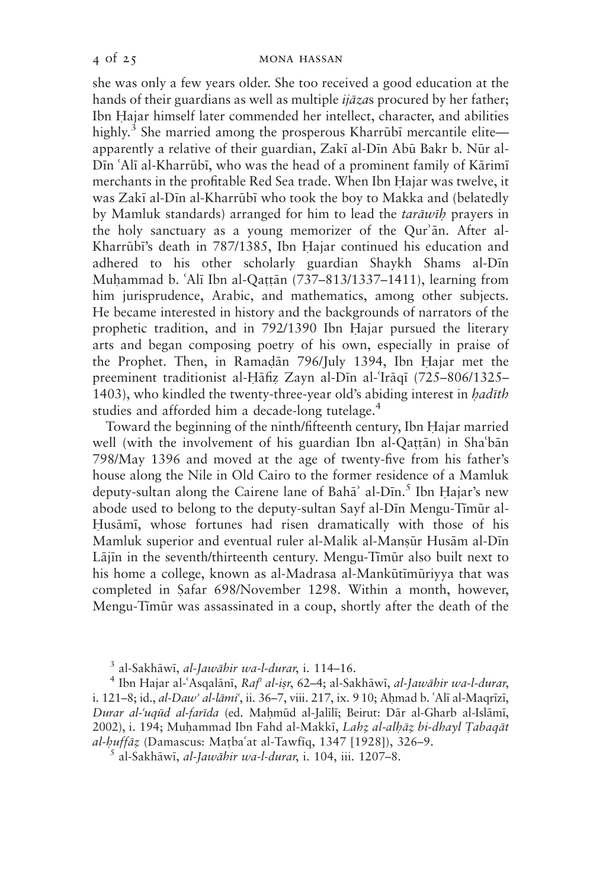she was only a few years older. She too received a good education at the hands of their guardians as well as multiple *ijāza*s procured by her father; Ibn Ḥajar himself later commended her intellect, character, and abilities highly.[3] She married among the prosperous Kharrūbī mercantile elite—apparently a relative of their guardian, Zakī al-Dīn Abū Bakr b. Nūr al-Dīn ʿAlī al-Kharrūbī, who was the head of a prominent family of Kārimī merchants in the profitable Red Sea trade. When Ibn Ḥajar was twelve, it was Zakī al-Dīn al-Kharrūbī who took the boy to Makka and (belatedly by Mamluk standards) arranged for him to lead the *tarāwīḥ* prayers in the holy sanctuary as a young memorizer of the Qurʾān. After al-Kharrūbī's death in 787/1385, Ibn Ḥajar continued his education and adhered to his other scholarly guardian Shaykh Shams al-Dīn Muḥammad b. ʿAlī Ibn al-Qaṭṭān (737–813/1337–1411), learning from him jurisprudence, Arabic, and mathematics, among other subjects. He became interested in history and the backgrounds of narrators of the prophetic tradition, and in 792/1390 Ibn Ḥajar pursued the literary arts and began composing poetry of his own, especially in praise of the Prophet. Then, in Ramaḍān 796/July 1394, Ibn Ḥajar met the preeminent traditionist al-Ḥāfiẓ Zayn al-Dīn al-ʿIrāqī (725–806/1325–1403), who kindled the twenty-three-year old's abiding interest in *ḥadīth* studies and afforded him a decade-long tutelage.[4]

Toward the beginning of the ninth/fifteenth century, Ibn Ḥajar married well (with the involvement of his guardian Ibn al-Qaṭṭān) in Shaʿbān 798/May 1396 and moved at the age of twenty-five from his father's house along the Nile in Old Cairo to the former residence of a Mamluk deputy-sultan along the Cairene lane of Bahāʾ al-Dīn.[5] Ibn Ḥajar's new abode used to belong to the deputy-sultan Sayf al-Dīn Mengu-Tīmūr al-Ḥusāmī, whose fortunes had risen dramatically with those of his Mamluk superior and eventual ruler al-Malik al-Manṣūr Ḥusām al-Dīn Lājīn in the seventh/thirteenth century. Mengu-Tīmūr also built next to his home a college, known as al-Madrasa al-Mankūtīmūriyya that was completed in Ṣafar 698/November 1298. Within a month, however, Mengu-Tīmūr was assassinated in a coup, shortly after the death of the

[3] al-Sakhāwī, *al-Jawāhir wa-l-durar*, i. 114–16.

[4] Ibn Hajar al-ʿAsqalānī, *Rafʿ al-iṣr*, 62–4; al-Sakhāwī, *al-Jawāhir wa-l-durar*, i. 121–8; id., *al-Ḍawʾ al-lāmiʿ*, ii. 36–7, viii. 217, ix. 9 10; Aḥmad b. ʿAlī al-Maqrīzī, *Durar al-ʿuqūd al-farīda* (ed. Maḥmūd al-Jalīlī; Beirut: Dār al-Gharb al-Islāmī, 2002), i. 194; Muḥammad Ibn Fahd al-Makkī, *Lahẓ al-alḥāẓ bi-dhayl Ṭabaqāt al-ḥuffāẓ* (Damascus: Maṭbaʿat al-Tawfīq, 1347 [1928]), 326–9.

[5] al-Sakhāwī, *al-Jawāhir wa-l-durar*, i. 104, iii. 1207–8.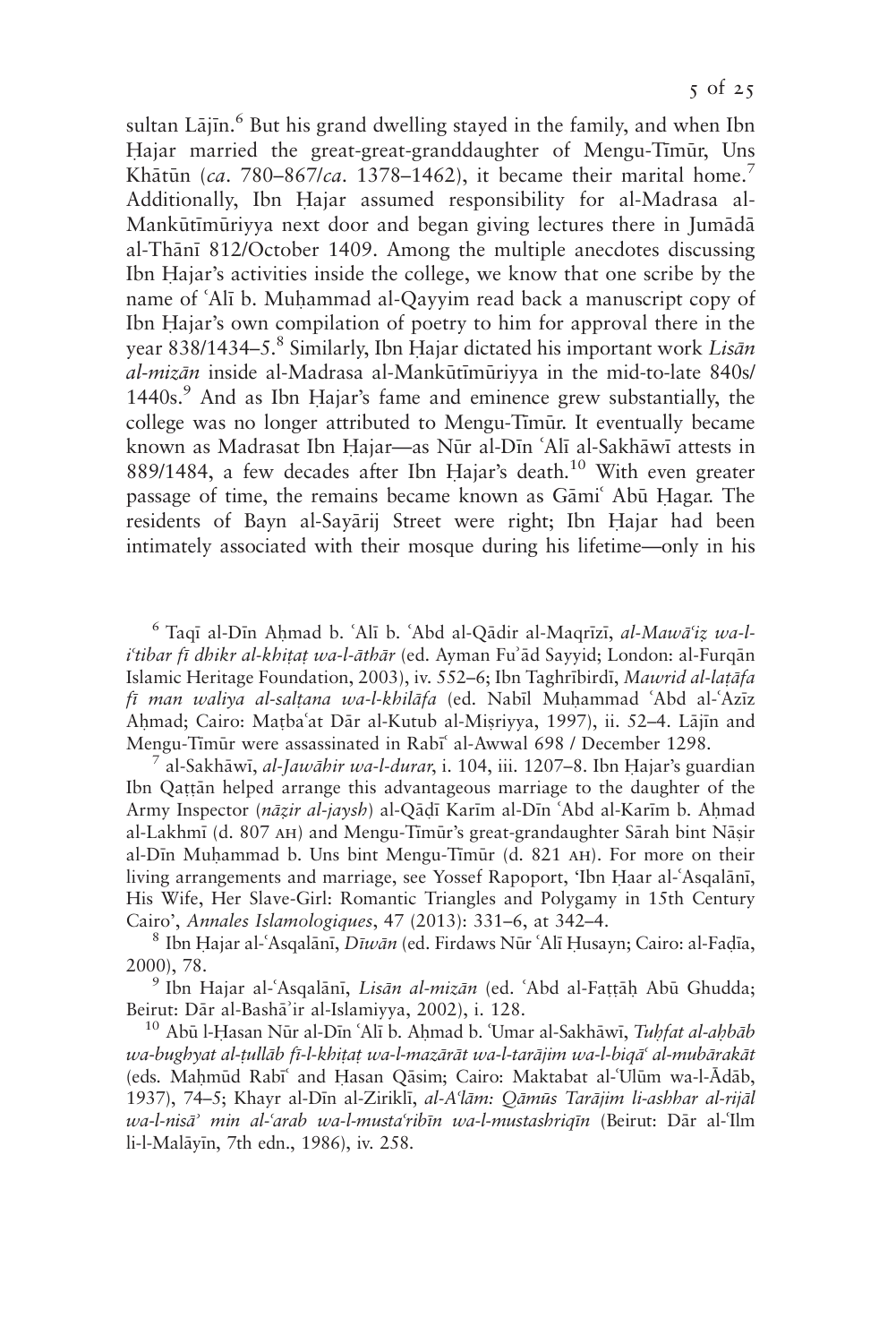sultan Lājīn.[6] But his grand dwelling stayed in the family, and when Ibn Ḥajar married the great-great-granddaughter of Mengu-Tīmūr, Uns Khātūn (*ca*. 780–867/*ca*. 1378–1462), it became their marital home.[7] Additionally, Ibn Ḥajar assumed responsibility for al-Madrasa al-Mankūtīmūriyya next door and began giving lectures there in Jumādā al-Thānī 812/October 1409. Among the multiple anecdotes discussing Ibn Ḥajar's activities inside the college, we know that one scribe by the name of ʿAlī b. Muḥammad al-Qayyim read back a manuscript copy of Ibn Ḥajar's own compilation of poetry to him for approval there in the year 838/1434–5.[8] Similarly, Ibn Ḥajar dictated his important work *Lisān al-mizān* inside al-Madrasa al-Mankūtīmūriyya in the mid-to-late 840s/1440s.[9] And as Ibn Ḥajar's fame and eminence grew substantially, the college was no longer attributed to Mengu-Tīmūr. It eventually became known as Madrasat Ibn Ḥajar—as Nūr al-Dīn ʿAlī al-Sakhāwī attests in 889/1484, a few decades after Ibn Ḥajar's death.[10] With even greater passage of time, the remains became known as Gāmiʿ Abū Ḥagar. The residents of Bayn al-Sayārij Street were right; Ibn Ḥajar had been intimately associated with their mosque during his lifetime—only in his

[6] Taqī al-Dīn Aḥmad b. ʿAlī b. ʿAbd al-Qādir al-Maqrīzī, *al-Mawāʿiẓ wa-l-iʿtibar fī dhikr al-khiṭaṭ wa-l-āthār* (ed. Ayman Fuʾād Sayyid; London: al-Furqān Islamic Heritage Foundation, 2003), iv. 552–6; Ibn Taghrībirdī, *Mawrid al-laṭāfa fī man waliya al-salṭana wa-l-khilāfa* (ed. Nabīl Muḥammad ʿAbd al-ʿAzīz Aḥmad; Cairo: Maṭbaʿat Dār al-Kutub al-Miṣriyya, 1997), ii. 52–4. Lājīn and Mengu-Tīmūr were assassinated in Rabīʿ al-Awwal 698 / December 1298.

[7] al-Sakhāwī, *al-Jawāhir wa-l-durar*, i. 104, iii. 1207–8. Ibn Ḥajar's guardian Ibn Qaṭṭān helped arrange this advantageous marriage to the daughter of the Army Inspector (*nāẓir al-jaysh*) al-Qāḍī Karīm al-Dīn ʿAbd al-Karīm b. Aḥmad al-Lakhmī (d. 807 AH) and Mengu-Tīmūr's great-grandaughter Sārah bint Nāṣir al-Dīn Muḥammad b. Uns bint Mengu-Tīmūr (d. 821 AH). For more on their living arrangements and marriage, see Yossef Rapoport, 'Ibn Ḥaar al-ʿAsqalānī, His Wife, Her Slave-Girl: Romantic Triangles and Polygamy in 15th Century Cairo', *Annales Islamologiques*, 47 (2013): 331–6, at 342–4.

[8] Ibn Ḥajar al-ʿAsqalānī, *Dīwān* (ed. Firdaws Nūr ʿAlī Ḥusayn; Cairo: al-Faḍīa, 2000), 78.

[9] Ibn Hajar al-ʿAsqalānī, *Lisān al-mizān* (ed. ʿAbd al-Fattāḥ Abū Ghudda; Beirut: Dār al-Bashāʾir al-Islamiyya, 2002), i. 128.

[10] Abū l-Ḥasan Nūr al-Dīn ʿAlī b. Aḥmad b. ʿUmar al-Sakhāwī, *Tuḥfat al-aḥbāb wa-bughyat al-ṭullāb fī-l-khiṭaṭ wa-l-mazārāt wa-l-tarājim wa-l-biqāʿ al-mubārakāt* (eds. Maḥmūd Rabīʿ and Ḥasan Qāsim; Cairo: Maktabat al-ʿUlūm wa-l-Ādāb, 1937), 74–5; Khayr al-Dīn al-Ziriklī, *al-Aʿlām: Qāmūs Tarājim li-ashhar al-rijāl wa-l-nisāʾ min al-ʿarab wa-l-mustaʿribīn wa-l-mustashriqīn* (Beirut: Dār al-ʿIlm li-l-Malāyīn, 7th edn., 1986), iv. 258.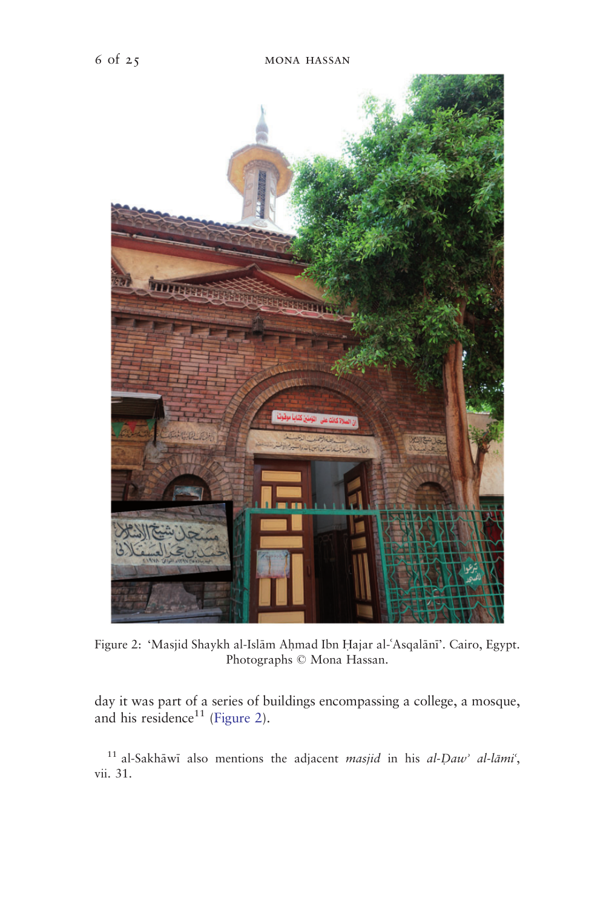Figure 2: 'Masjid Shaykh al-Islām Aḥmad Ibn Ḥajar al-ʿAsqalānī'. Cairo, Egypt. Photographs © Mona Hassan.

day it was part of a series of buildings encompassing a college, a mosque, and his residence[11] (Figure 2).

[11] al-Sakhāwī also mentions the adjacent *masjid* in his *al-Ḍawʾ al-lāmiʿ*, vii. 31.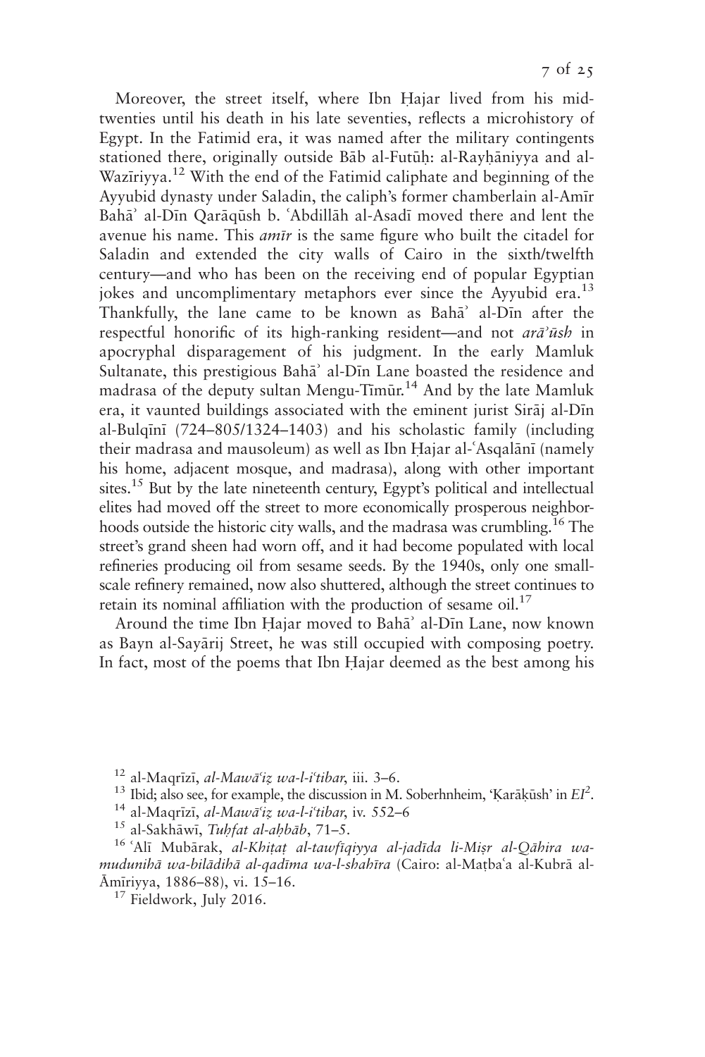Moreover, the street itself, where Ibn Ḥajar lived from his mid-twenties until his death in his late seventies, reflects a microhistory of Egypt. In the Fatimid era, it was named after the military contingents stationed there, originally outside Bāb al-Futūḥ: al-Rayḥāniyya and al-Wazīriyya.[12] With the end of the Fatimid caliphate and beginning of the Ayyubid dynasty under Saladin, the caliph's former chamberlain al-Amīr Bahāʾ al-Dīn Qarāqūsh b. ʿAbdillāh al-Asadī moved there and lent the avenue his name. This *amīr* is the same figure who built the citadel for Saladin and extended the city walls of Cairo in the sixth/twelfth century—and who has been on the receiving end of popular Egyptian jokes and uncomplimentary metaphors ever since the Ayyubid era.[13] Thankfully, the lane came to be known as Bahāʾ al-Dīn after the respectful honorific of its high-ranking resident—and not *arāʾūsh* in apocryphal disparagement of his judgment. In the early Mamluk Sultanate, this prestigious Bahāʾ al-Dīn Lane boasted the residence and madrasa of the deputy sultan Mengu-Tīmūr.[14] And by the late Mamluk era, it vaunted buildings associated with the eminent jurist Sirāj al-Dīn al-Bulqīnī (724–805/1324–1403) and his scholastic family (including their madrasa and mausoleum) as well as Ibn Ḥajar al-ʿAsqalānī (namely his home, adjacent mosque, and madrasa), along with other important sites.[15] But by the late nineteenth century, Egypt's political and intellectual elites had moved off the street to more economically prosperous neighborhoods outside the historic city walls, and the madrasa was crumbling.[16] The street's grand sheen had worn off, and it had become populated with local refineries producing oil from sesame seeds. By the 1940s, only one small-scale refinery remained, now also shuttered, although the street continues to retain its nominal affiliation with the production of sesame oil.[17]

Around the time Ibn Ḥajar moved to Bahāʾ al-Dīn Lane, now known as Bayn al-Sayārij Street, he was still occupied with composing poetry. In fact, most of the poems that Ibn Ḥajar deemed as the best among his

---

[12] al-Maqrīzī, *al-Mawāʿiẓ wa-l-iʿtibar*, iii. 3–6.

[13] Ibid; also see, for example, the discussion in M. Soberhnheim, 'Ḳarāḳūsh' in *EI*².

[14] al-Maqrīzī, *al-Mawāʿiẓ wa-l-iʿtibar*, iv. 552–6

[15] al-Sakhāwī, *Tuḥfat al-aḥbāb*, 71–5.

[16] ʿAlī Mubārak, *al-Khiṭaṭ al-tawfīqiyya al-jadīda li-Miṣr al-Qāhira wa-mudunihā wa-bilādihā al-qadīma wa-l-shahīra* (Cairo: al-Maṭbaʿa al-Kubrā al-Āmīriyya, 1886–88), vi. 15–16.

[17] Fieldwork, July 2016.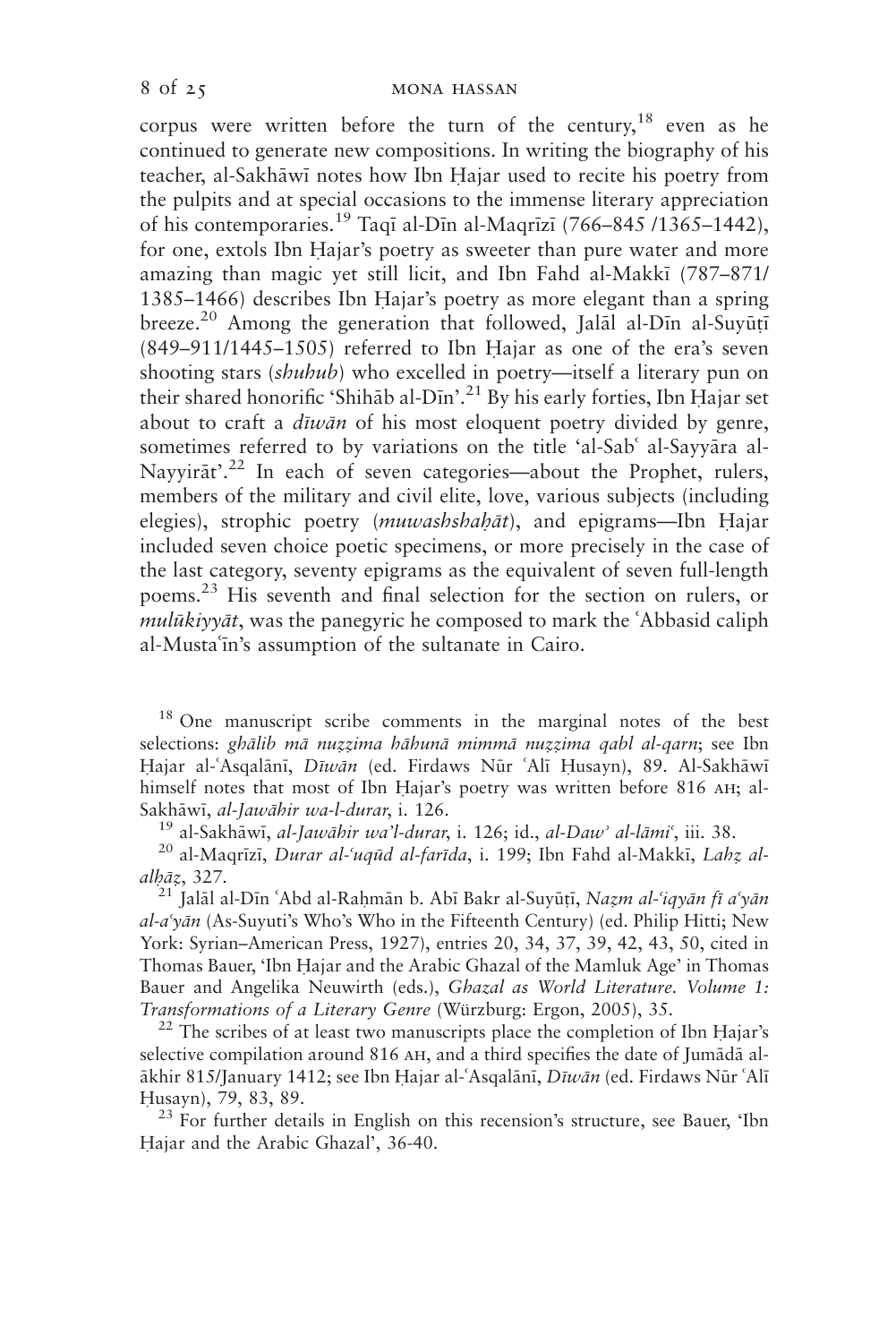corpus were written before the turn of the century,[18] even as he continued to generate new compositions. In writing the biography of his teacher, al-Sakhāwī notes how Ibn Ḥajar used to recite his poetry from the pulpits and at special occasions to the immense literary appreciation of his contemporaries.[19] Taqī al-Dīn al-Maqrīzī (766–845 /1365–1442), for one, extols Ibn Ḥajar's poetry as sweeter than pure water and more amazing than magic yet still licit, and Ibn Fahd al-Makkī (787–871/ 1385–1466) describes Ibn Ḥajar's poetry as more elegant than a spring breeze.[20] Among the generation that followed, Jalāl al-Dīn al-Suyūṭī (849–911/1445–1505) referred to Ibn Ḥajar as one of the era's seven shooting stars (*shuhub*) who excelled in poetry—itself a literary pun on their shared honorific 'Shihāb al-Dīn'.[21] By his early forties, Ibn Ḥajar set about to craft a *dīwān* of his most eloquent poetry divided by genre, sometimes referred to by variations on the title 'al-Sabʿ al-Sayyāra al-Nayyirāt'.[22] In each of seven categories—about the Prophet, rulers, members of the military and civil elite, love, various subjects (including elegies), strophic poetry (*muwashshaḥāt*), and epigrams—Ibn Ḥajar included seven choice poetic specimens, or more precisely in the case of the last category, seventy epigrams as the equivalent of seven full-length poems.[23] His seventh and final selection for the section on rulers, or *mulūkiyyāt*, was the panegyric he composed to mark the ʿAbbasid caliph al-Mustaʿīn's assumption of the sultanate in Cairo.

[18] One manuscript scribe comments in the marginal notes of the best selections: *ghālib mā nuẓẓima hāhunā mimmā nuẓẓima qabl al-qarn*; see Ibn Ḥajar al-ʿAsqalānī, *Dīwān* (ed. Firdaws Nūr ʿAlī Ḥusayn), 89. Al-Sakhāwī himself notes that most of Ibn Ḥajar's poetry was written before 816 AH; al-Sakhāwī, *al-Jawāhir wa-l-durar*, i. 126.

[19] al-Sakhāwī, *al-Jawāhir wa'l-durar*, i. 126; id., *al-Ḍawʾ al-lāmiʿ*, iii. 38.

[20] al-Maqrīzī, *Durar al-ʿuqūd al-farīda*, i. 199; Ibn Fahd al-Makkī, *Laḥẓ al-alḥāẓ*, 327.

[21] Jalāl al-Dīn ʿAbd al-Raḥmān b. Abī Bakr al-Suyūṭī, *Naẓm al-ʿiqyān fī aʿyān al-aʿyān* (As-Suyuti's Who's Who in the Fifteenth Century) (ed. Philip Hitti; New York: Syrian–American Press, 1927), entries 20, 34, 37, 39, 42, 43, 50, cited in Thomas Bauer, 'Ibn Ḥajar and the Arabic Ghazal of the Mamluk Age' in Thomas Bauer and Angelika Neuwirth (eds.), *Ghazal as World Literature. Volume 1: Transformations of a Literary Genre* (Würzburg: Ergon, 2005), 35.

[22] The scribes of at least two manuscripts place the completion of Ibn Ḥajar's selective compilation around 816 AH, and a third specifies the date of Jumādā al-ākhir 815/January 1412; see Ibn Ḥajar al-ʿAsqalānī, *Dīwān* (ed. Firdaws Nūr ʿAlī Ḥusayn), 79, 83, 89.

[23] For further details in English on this recension's structure, see Bauer, 'Ibn Ḥajar and the Arabic Ghazal', 36-40.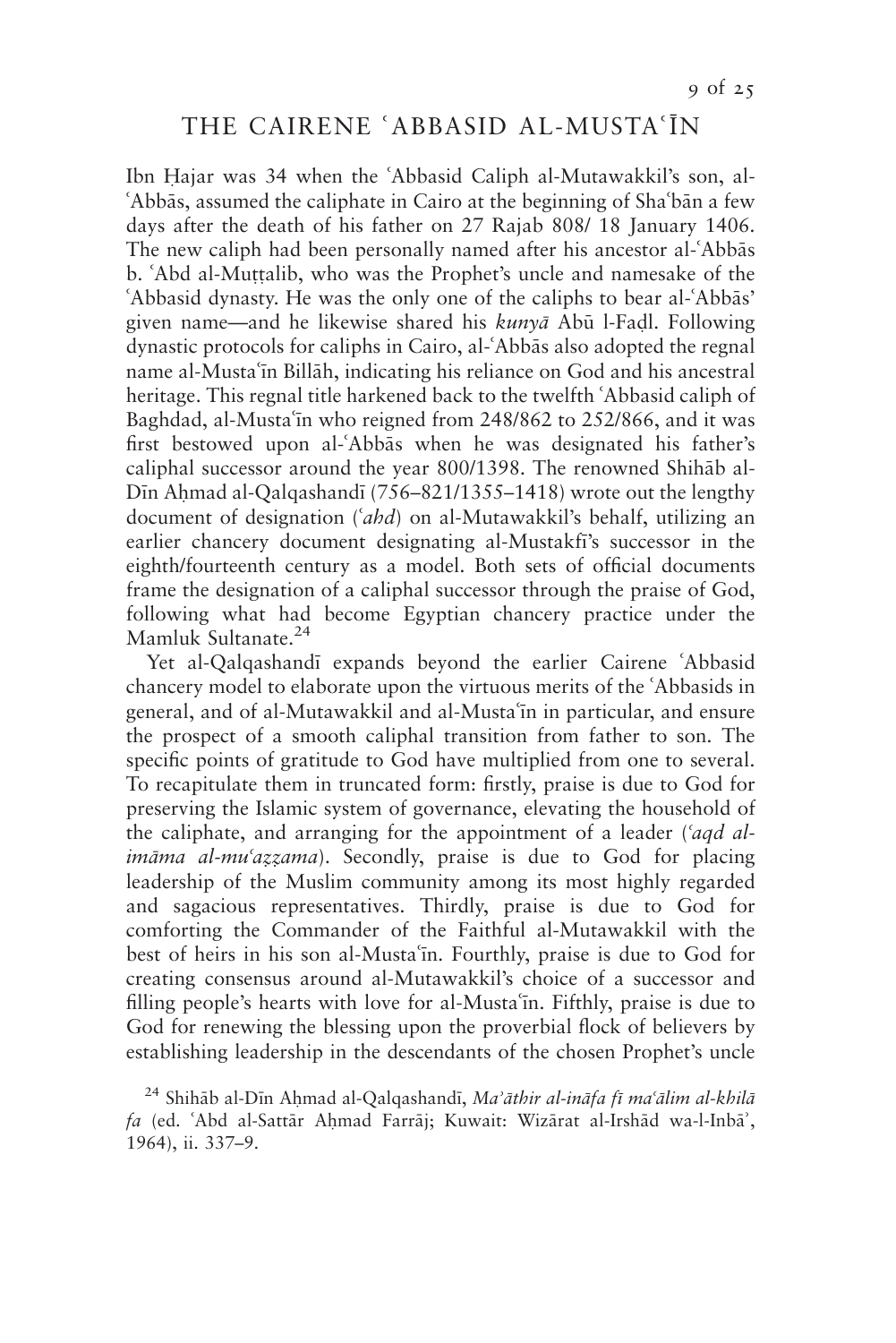## THE CAIRENE ʿABBASID AL-MUSTAʿĪN

Ibn Ḥajar was 34 when the ʿAbbasid Caliph al-Mutawakkil's son, al-ʿAbbās, assumed the caliphate in Cairo at the beginning of Shaʿbān a few days after the death of his father on 27 Rajab 808/ 18 January 1406. The new caliph had been personally named after his ancestor al-ʿAbbās b. ʿAbd al-Muṭṭalib, who was the Prophet's uncle and namesake of the ʿAbbasid dynasty. He was the only one of the caliphs to bear al-ʿAbbās' given name—and he likewise shared his *kunyā* Abū l-Faḍl. Following dynastic protocols for caliphs in Cairo, al-ʿAbbās also adopted the regnal name al-Mustaʿīn Billāh, indicating his reliance on God and his ancestral heritage. This regnal title harkened back to the twelfth ʿAbbasid caliph of Baghdad, al-Mustaʿīn who reigned from 248/862 to 252/866, and it was first bestowed upon al-ʿAbbās when he was designated his father's caliphal successor around the year 800/1398. The renowned Shihāb al-Dīn Aḥmad al-Qalqashandī (756–821/1355–1418) wrote out the lengthy document of designation (*ʿahd*) on al-Mutawakkil's behalf, utilizing an earlier chancery document designating al-Mustakfī's successor in the eighth/fourteenth century as a model. Both sets of official documents frame the designation of a caliphal successor through the praise of God, following what had become Egyptian chancery practice under the Mamluk Sultanate.[24]

Yet al-Qalqashandī expands beyond the earlier Cairene ʿAbbasid chancery model to elaborate upon the virtuous merits of the ʿAbbasids in general, and of al-Mutawakkil and al-Mustaʿīn in particular, and ensure the prospect of a smooth caliphal transition from father to son. The specific points of gratitude to God have multiplied from one to several. To recapitulate them in truncated form: firstly, praise is due to God for preserving the Islamic system of governance, elevating the household of the caliphate, and arranging for the appointment of a leader (*ʿaqd al-imāma al-muʿaẓẓama*). Secondly, praise is due to God for placing leadership of the Muslim community among its most highly regarded and sagacious representatives. Thirdly, praise is due to God for comforting the Commander of the Faithful al-Mutawakkil with the best of heirs in his son al-Mustaʿīn. Fourthly, praise is due to God for creating consensus around al-Mutawakkil's choice of a successor and filling people's hearts with love for al-Mustaʿīn. Fifthly, praise is due to God for renewing the blessing upon the proverbial flock of believers by establishing leadership in the descendants of the chosen Prophet's uncle

[24] Shihāb al-Dīn Aḥmad al-Qalqashandī, *Maʾāthir al-ināfa fī maʿālim al-khilāfa* (ed. ʿAbd al-Sattār Aḥmad Farrāj; Kuwait: Wizārat al-Irshād wa-l-Inbāʾ, 1964), ii. 337–9.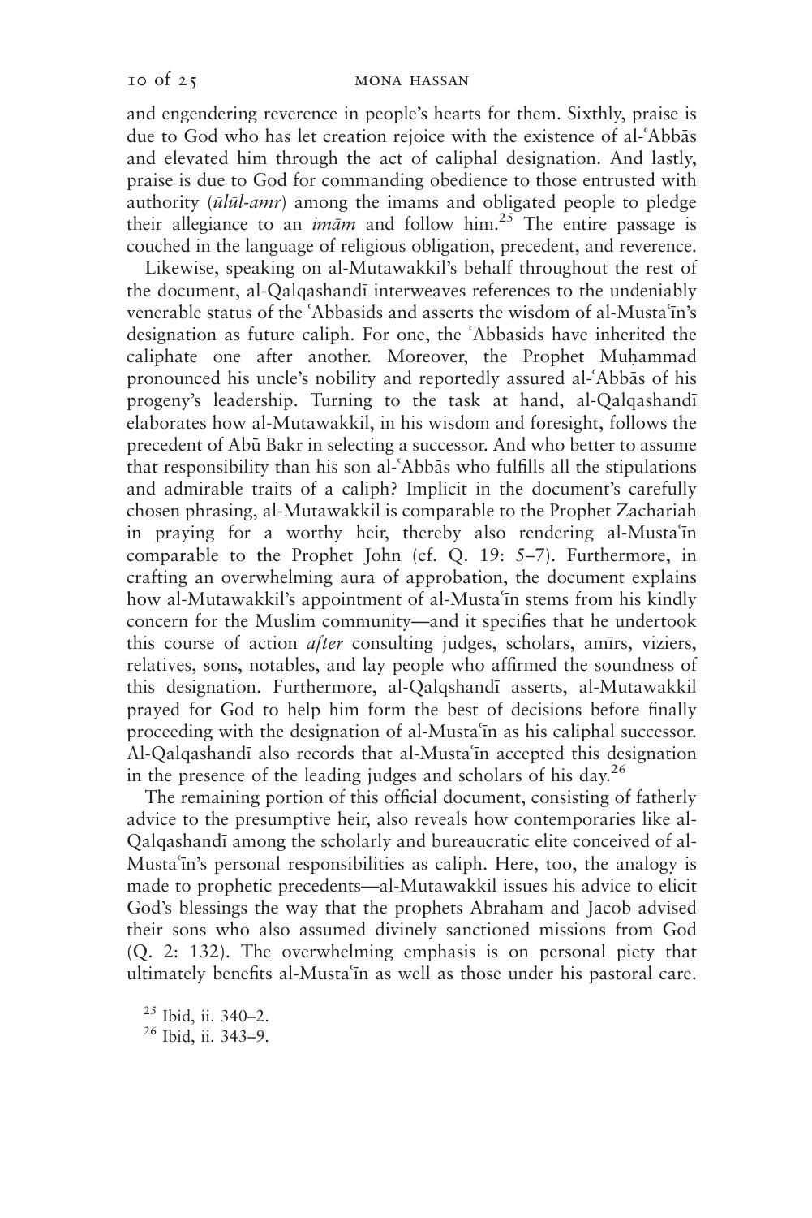and engendering reverence in people's hearts for them. Sixthly, praise is due to God who has let creation rejoice with the existence of al-ʿAbbās and elevated him through the act of caliphal designation. And lastly, praise is due to God for commanding obedience to those entrusted with authority (*ūlūl-amr*) among the imams and obligated people to pledge their allegiance to an *imām* and follow him.[25] The entire passage is couched in the language of religious obligation, precedent, and reverence.

Likewise, speaking on al-Mutawakkil's behalf throughout the rest of the document, al-Qalqashandī interweaves references to the undeniably venerable status of the ʿAbbasids and asserts the wisdom of al-Mustaʿīn's designation as future caliph. For one, the ʿAbbasids have inherited the caliphate one after another. Moreover, the Prophet Muḥammad pronounced his uncle's nobility and reportedly assured al-ʿAbbās of his progeny's leadership. Turning to the task at hand, al-Qalqashandī elaborates how al-Mutawakkil, in his wisdom and foresight, follows the precedent of Abū Bakr in selecting a successor. And who better to assume that responsibility than his son al-ʿAbbās who fulfills all the stipulations and admirable traits of a caliph? Implicit in the document's carefully chosen phrasing, al-Mutawakkil is comparable to the Prophet Zachariah in praying for a worthy heir, thereby also rendering al-Mustaʿīn comparable to the Prophet John (cf. Q. 19: 5–7). Furthermore, in crafting an overwhelming aura of approbation, the document explains how al-Mutawakkil's appointment of al-Mustaʿīn stems from his kindly concern for the Muslim community—and it specifies that he undertook this course of action *after* consulting judges, scholars, amīrs, viziers, relatives, sons, notables, and lay people who affirmed the soundness of this designation. Furthermore, al-Qalqshandī asserts, al-Mutawakkil prayed for God to help him form the best of decisions before finally proceeding with the designation of al-Mustaʿīn as his caliphal successor. Al-Qalqashandī also records that al-Mustaʿīn accepted this designation in the presence of the leading judges and scholars of his day.[26]

The remaining portion of this official document, consisting of fatherly advice to the presumptive heir, also reveals how contemporaries like al-Qalqashandī among the scholarly and bureaucratic elite conceived of al-Mustaʿīn's personal responsibilities as caliph. Here, too, the analogy is made to prophetic precedents—al-Mutawakkil issues his advice to elicit God's blessings the way that the prophets Abraham and Jacob advised their sons who also assumed divinely sanctioned missions from God (Q. 2: 132). The overwhelming emphasis is on personal piety that ultimately benefits al-Mustaʿīn as well as those under his pastoral care.

[25] Ibid, ii. 340–2.

[26] Ibid, ii. 343–9.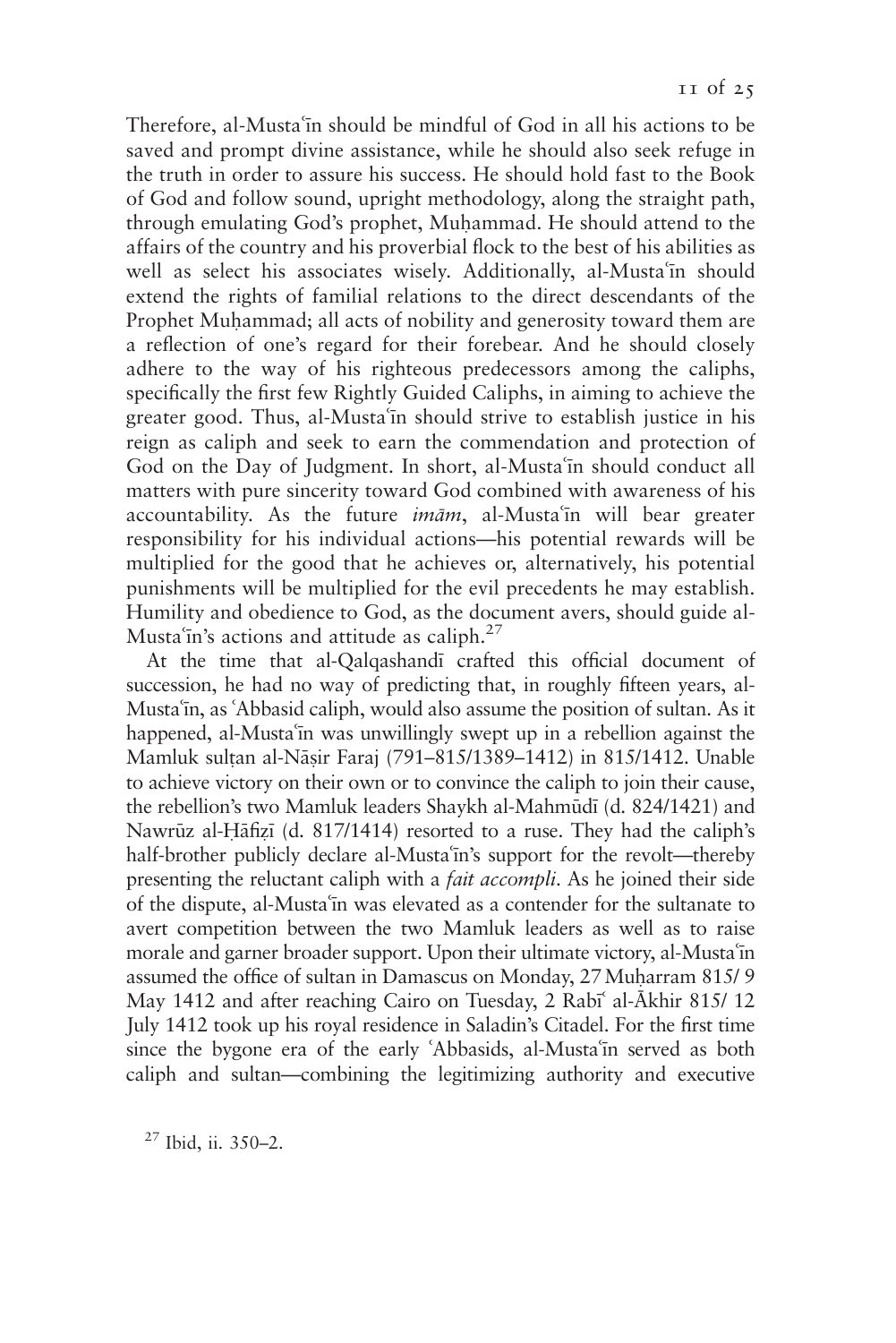Therefore, al-Mustaʿīn should be mindful of God in all his actions to be saved and prompt divine assistance, while he should also seek refuge in the truth in order to assure his success. He should hold fast to the Book of God and follow sound, upright methodology, along the straight path, through emulating God's prophet, Muḥammad. He should attend to the affairs of the country and his proverbial flock to the best of his abilities as well as select his associates wisely. Additionally, al-Mustaʿīn should extend the rights of familial relations to the direct descendants of the Prophet Muḥammad; all acts of nobility and generosity toward them are a reflection of one's regard for their forebear. And he should closely adhere to the way of his righteous predecessors among the caliphs, specifically the first few Rightly Guided Caliphs, in aiming to achieve the greater good. Thus, al-Mustaʿīn should strive to establish justice in his reign as caliph and seek to earn the commendation and protection of God on the Day of Judgment. In short, al-Mustaʿīn should conduct all matters with pure sincerity toward God combined with awareness of his accountability. As the future *imām*, al-Mustaʿīn will bear greater responsibility for his individual actions—his potential rewards will be multiplied for the good that he achieves or, alternatively, his potential punishments will be multiplied for the evil precedents he may establish. Humility and obedience to God, as the document avers, should guide al-Mustaʿīn's actions and attitude as caliph.[27]

At the time that al-Qalqashandī crafted this official document of succession, he had no way of predicting that, in roughly fifteen years, al-Mustaʿīn, as ʿAbbasid caliph, would also assume the position of sultan. As it happened, al-Mustaʿīn was unwillingly swept up in a rebellion against the Mamluk sulṭan al-Nāṣir Faraj (791–815/1389–1412) in 815/1412. Unable to achieve victory on their own or to convince the caliph to join their cause, the rebellion's two Mamluk leaders Shaykh al-Mahmūdī (d. 824/1421) and Nawrūz al-Ḥāfiẓī (d. 817/1414) resorted to a ruse. They had the caliph's half-brother publicly declare al-Mustaʿīn's support for the revolt—thereby presenting the reluctant caliph with a *fait accompli*. As he joined their side of the dispute, al-Mustaʿīn was elevated as a contender for the sultanate to avert competition between the two Mamluk leaders as well as to raise morale and garner broader support. Upon their ultimate victory, al-Mustaʿīn assumed the office of sultan in Damascus on Monday, 27 Muḥarram 815/ 9 May 1412 and after reaching Cairo on Tuesday, 2 Rabīʿ al-Ākhir 815/ 12 July 1412 took up his royal residence in Saladin's Citadel. For the first time since the bygone era of the early ʿAbbasids, al-Mustaʿīn served as both caliph and sultan—combining the legitimizing authority and executive

[27] Ibid, ii. 350–2.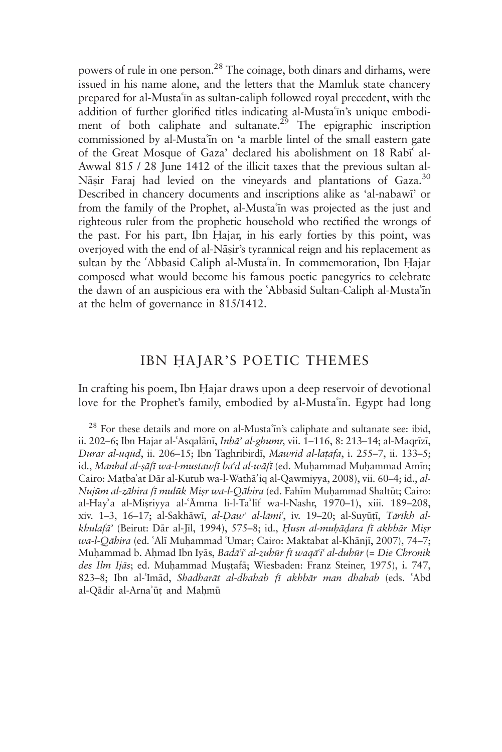powers of rule in one person.[28] The coinage, both dinars and dirhams, were issued in his name alone, and the letters that the Mamluk state chancery prepared for al-Mustaʿīn as sultan-caliph followed royal precedent, with the addition of further glorified titles indicating al-Mustaʿīn's unique embodiment of both caliphate and sultanate.[29] The epigraphic inscription commissioned by al-Mustaʿīn on 'a marble lintel of the small eastern gate of the Great Mosque of Gaza' declared his abolishment on 18 Rabīʿ al-Awwal 815 / 28 June 1412 of the illicit taxes that the previous sultan al-Nāṣir Faraj had levied on the vineyards and plantations of Gaza.[30] Described in chancery documents and inscriptions alike as 'al-nabawī' or from the family of the Prophet, al-Mustaʿīn was projected as the just and righteous ruler from the prophetic household who rectified the wrongs of the past. For his part, Ibn Ḥajar, in his early forties by this point, was overjoyed with the end of al-Nāṣir's tyrannical reign and his replacement as sultan by the ʿAbbasid Caliph al-Mustaʿīn. In commemoration, Ibn Ḥajar composed what would become his famous poetic panegyrics to celebrate the dawn of an auspicious era with the ʿAbbasid Sultan-Caliph al-Mustaʿīn at the helm of governance in 815/1412.

## IBN ḤAJAR'S POETIC THEMES

In crafting his poem, Ibn Ḥajar draws upon a deep reservoir of devotional love for the Prophet's family, embodied by al-Mustaʿīn. Egypt had long

[28] For these details and more on al-Mustaʿīn's caliphate and sultanate see: ibid, ii. 202–6; Ibn Hajar al-ʿAsqalānī, *Inbāʾ al-ghumr*, vii. 1–116, 8: 213–14; al-Maqrīzī, *Durar al-uqūd*, ii. 206–15; Ibn Taghribirdī, *Mawrid al-laṭāfa*, i. 255–7, ii. 133–5; id., *Manhal al-ṣāfī wa-l-mustawfī baʿd al-wāfī* (ed. Muḥammad Muḥammad Amīn; Cairo: Maṭbaʿat Dār al-Kutub wa-l-Wathāʾiq al-Qawmiyya, 2008), vii. 60–4; id., *al-Nujūm al-zāhira fī mulūk Miṣr wa-l-Qāhira* (ed. Fahīm Muḥammad Shaltūt; Cairo: al-Hayʾa al-Miṣriyya al-ʿĀmma li-l-Taʾlīf wa-l-Nashr, 1970–1), xiii. 189–208, xiv. 1–3, 16–17; al-Sakhāwī, *al-Ḍawʾ al-lāmiʿ*, iv. 19–20; al-Suyūṭī, *Tārīkh al-khulafāʾ* (Beirut: Dār al-Jīl, 1994), 575–8; id., *Ḥusn al-muḥāḍara fī akhbār Miṣr wa-l-Qāhira* (ed. ʿAlī Muḥammad ʿUmar; Cairo: Maktabat al-Khānjī, 2007), 74–7; Muḥammad b. Aḥmad Ibn Iyās, *Badāʾiʿ al-zuhūr fī waqāʾiʿ al-duhūr* (= *Die Chronik des Ibn Ijās*; ed. Muḥammad Muṣṭafā; Wiesbaden: Franz Steiner, 1975), i. 747, 823–8; Ibn al-ʿImād, *Shadharāt al-dhahab fī akhbār man dhahab* (eds. ʿAbd al-Qādir al-Arnaʾūṭ and Maḥmū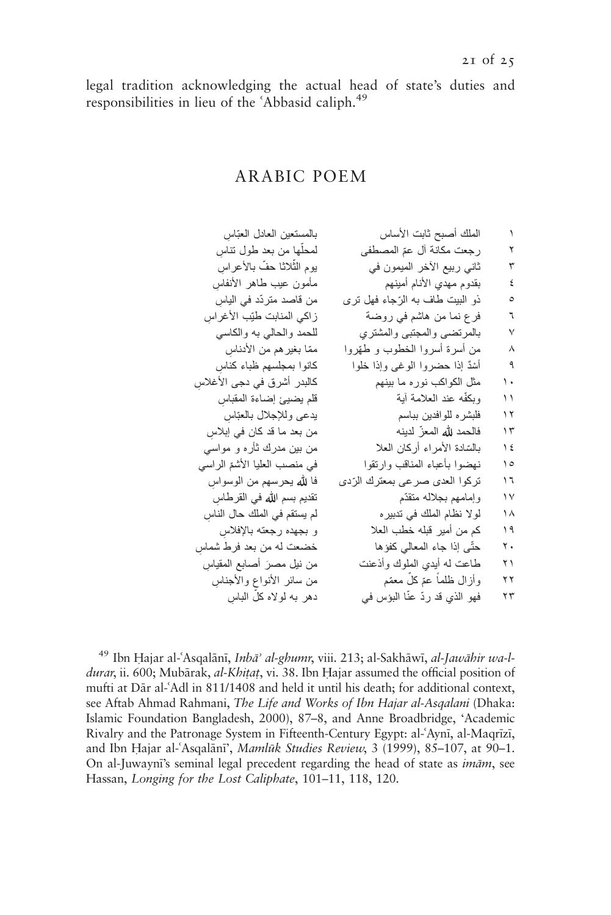legal tradition acknowledging the actual head of state's duties and responsibilities in lieu of the ʿAbbasid caliph.[49]

## ARABIC POEM

| | | |
|---|---|---|
| ١ | الملك أصبح ثابت الأساس | بالمستعين العادل العبّاسِ |
| ٢ | رجعت مكانة آل عمّ المصطفى | لمحلّها من بعد طول تناسِ |
| ٣ | ثاني ربيع الآخر الميمون في | يوم الثّلاثا حقّ بالأعراسِ |
| ٤ | بقدوم مهدي الأنام أمينهم | مأمون عيب طاهر الأنفاسِ |
| ٥ | ذو البيت طاف به الرّجاء فهل ترى | من قاصد متردّد في الياسِ |
| ٦ | فرع نما من هاشم في روضة | زاكي المنابت طيّب الأغراسِ |
| ٧ | بالمرتضى والمجتبى والمشتري | للحمد والحالي به والكاسي |
| ٨ | من أسرة أسروا الخطوب و طهّروا | ممّا بغيرهم من الأدناسِ |
| ٩ | أسْدٌ إذا حضروا الوغى وإذا خلوا | كانوا بمجلسهم ظباء كناسِ |
| ١٠ | مثل الكواكب نوره ما بينهم | كالبدر أشرق في دجى الأغلاسِ |
| ١١ | وبكفّه عند العلامة آية | فلم يضيئ إضاءة المقباسِ |
| ١٢ | فلبشره للوافدين بباسم | يدعى وللإجلال بالعبّاسِ |
| ١٣ | فالحمد لله المعزّ لدينه | من بعد ما قد كان في إبلاسِ |
| ١٤ | بالسّادة الأمراء أركان العلا | من بين مدرك ثأره و مواسي |
| ١٥ | نهضوا بأعباء المناقب وارتقوا | في منصب العليا الأشمّ الراسي |
| ١٦ | تركوا العدى صرعى بمعترك الرّدى | فا لله يحرسهم من الوسواسِ |
| ١٧ | وإمامهم بجلاله متقدّم | تقديم بسم الله في القرطاسِ |
| ١٨ | لولا نظام الملك في تدبيره | لم يستقم في الملك حال الناسِ |
| ١٩ | كم من أمير قبله خطب العلا | و بجهده رجعته بالإفلاسِ |
| ٢٠ | حتّى إذا جاء المعالي كفؤها | خضعت له من بعد فرط شماسِ |
| ٢١ | طاعت له أيدي الملوك وأذعنت | من نيل مصرَ أصابع المقياسِ |
| ٢٢ | وأزال ظلماً عمّ كلّ معمّم | من سائر الأنواع والأجناسِ |
| ٢٣ | فهو الذي قد ردّ عنّا البؤس في | دهر به لولاه كلّ الباسِ |

[49] Ibn Ḥajar al-ʿAsqalānī, *Inbāʾ al-ghumr*, viii. 213; al-Sakhāwī, *al-Jawāhir wa-l-durar*, ii. 600; Mubārak, *al-Khiṭaṭ*, vi. 38. Ibn Ḥajar assumed the official position of mufti at Dār al-ʿAdl in 811/1408 and held it until his death; for additional context, see Aftab Ahmad Rahmani, *The Life and Works of Ibn Hajar al-Asqalani* (Dhaka: Islamic Foundation Bangladesh, 2000), 87–8, and Anne Broadbridge, 'Academic Rivalry and the Patronage System in Fifteenth-Century Egypt: al-ʿAynī, al-Maqrīzī, and Ibn Ḥajar al-ʿAsqalānī', *Mamlūk Studies Review*, 3 (1999), 85–107, at 90–1. On al-Juwaynī's seminal legal precedent regarding the head of state as *imām*, see Hassan, *Longing for the Lost Caliphate*, 101–11, 118, 120.